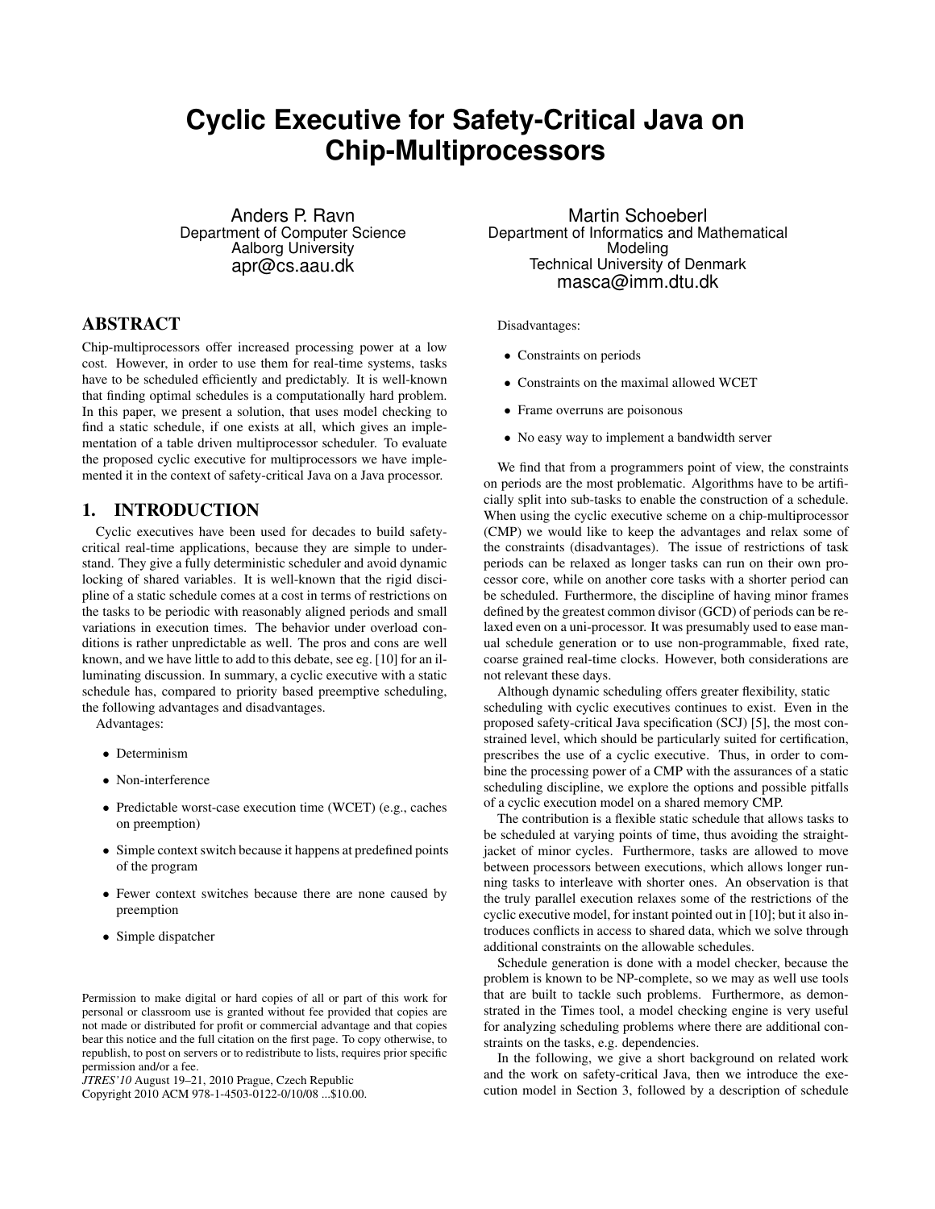# Cyclic Executive for Safety-Critical Java on Chip-Multiprocessors

Anders P. Ravn
Department of Computer Science
Aalborg University
apr@cs.aau.dk

Martin Schoeberl
Department of Informatics and Mathematical Modeling
Technical University of Denmark
masca@imm.dtu.dk

## ABSTRACT

Chip-multiprocessors offer increased processing power at a low cost. However, in order to use them for real-time systems, tasks have to be scheduled efficiently and predictably. It is well-known that finding optimal schedules is a computationally hard problem. In this paper, we present a solution, that uses model checking to find a static schedule, if one exists at all, which gives an implementation of a table driven multiprocessor scheduler. To evaluate the proposed cyclic executive for multiprocessors we have implemented it in the context of safety-critical Java on a Java processor.

## 1. INTRODUCTION

Cyclic executives have been used for decades to build safety-critical real-time applications, because they are simple to understand. They give a fully deterministic scheduler and avoid dynamic locking of shared variables. It is well-known that the rigid discipline of a static schedule comes at a cost in terms of restrictions on the tasks to be periodic with reasonably aligned periods and small variations in execution times. The behavior under overload conditions is rather unpredictable as well. The pros and cons are well known, and we have little to add to this debate, see eg. [10] for an illuminating discussion. In summary, a cyclic executive with a static schedule has, compared to priority based preemptive scheduling, the following advantages and disadvantages.

Advantages:

- Determinism
- Non-interference
- Predictable worst-case execution time (WCET) (e.g., caches on preemption)
- Simple context switch because it happens at predefined points of the program
- Fewer context switches because there are none caused by preemption
- Simple dispatcher

Permission to make digital or hard copies of all or part of this work for personal or classroom use is granted without fee provided that copies are not made or distributed for profit or commercial advantage and that copies bear this notice and the full citation on the first page. To copy otherwise, to republish, to post on servers or to redistribute to lists, requires prior specific permission and/or a fee.
*JTRES'10* August 19–21, 2010 Prague, Czech Republic
Copyright 2010 ACM 978-1-4503-0122-0/10/08 ...$10.00.

Disadvantages:

- Constraints on periods
- Constraints on the maximal allowed WCET
- Frame overruns are poisonous
- No easy way to implement a bandwidth server

We find that from a programmers point of view, the constraints on periods are the most problematic. Algorithms have to be artificially split into sub-tasks to enable the construction of a schedule. When using the cyclic executive scheme on a chip-multiprocessor (CMP) we would like to keep the advantages and relax some of the constraints (disadvantages). The issue of restrictions of task periods can be relaxed as longer tasks can run on their own processor core, while on another core tasks with a shorter period can be scheduled. Furthermore, the discipline of having minor frames defined by the greatest common divisor (GCD) of periods can be relaxed even on a uni-processor. It was presumably used to ease manual schedule generation or to use non-programmable, fixed rate, coarse grained real-time clocks. However, both considerations are not relevant these days.

Although dynamic scheduling offers greater flexibility, static scheduling with cyclic executives continues to exist. Even in the proposed safety-critical Java specification (SCJ) [5], the most constrained level, which should be particularly suited for certification, prescribes the use of a cyclic executive. Thus, in order to combine the processing power of a CMP with the assurances of a static scheduling discipline, we explore the options and possible pitfalls of a cyclic execution model on a shared memory CMP.

The contribution is a flexible static schedule that allows tasks to be scheduled at varying points of time, thus avoiding the straight-jacket of minor cycles. Furthermore, tasks are allowed to move between processors between executions, which allows longer running tasks to interleave with shorter ones. An observation is that the truly parallel execution relaxes some of the restrictions of the cyclic executive model, for instant pointed out in [10]; but it also introduces conflicts in access to shared data, which we solve through additional constraints on the allowable schedules.

Schedule generation is done with a model checker, because the problem is known to be NP-complete, so we may as well use tools that are built to tackle such problems. Furthermore, as demonstrated in the Times tool, a model checking engine is very useful for analyzing scheduling problems where there are additional constraints on the tasks, e.g. dependencies.

In the following, we give a short background on related work and the work on safety-critical Java, then we introduce the execution model in Section 3, followed by a description of schedule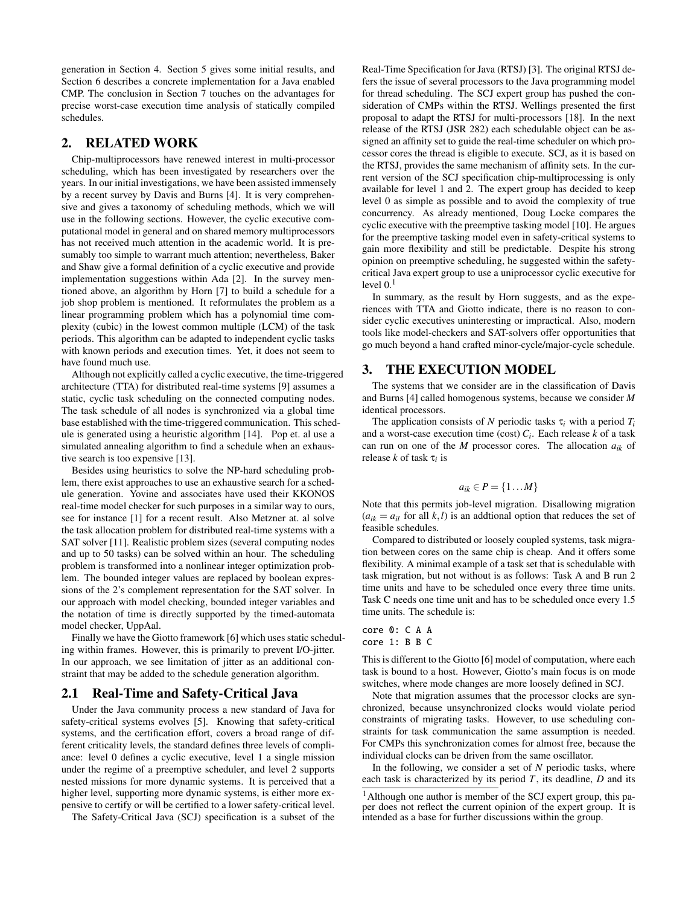generation in Section 4. Section 5 gives some initial results, and Section 6 describes a concrete implementation for a Java enabled CMP. The conclusion in Section 7 touches on the advantages for precise worst-case execution time analysis of statically compiled schedules.

## 2. RELATED WORK

Chip-multiprocessors have renewed interest in multi-processor scheduling, which has been investigated by researchers over the years. In our initial investigations, we have been assisted immensely by a recent survey by Davis and Burns [4]. It is very comprehensive and gives a taxonomy of scheduling methods, which we will use in the following sections. However, the cyclic executive computational model in general and on shared memory multiprocessors has not received much attention in the academic world. It is presumably too simple to warrant much attention; nevertheless, Baker and Shaw give a formal definition of a cyclic executive and provide implementation suggestions within Ada [2]. In the survey mentioned above, an algorithm by Horn [7] to build a schedule for a job shop problem is mentioned. It reformulates the problem as a linear programming problem which has a polynomial time complexity (cubic) in the lowest common multiple (LCM) of the task periods. This algorithm can be adapted to independent cyclic tasks with known periods and execution times. Yet, it does not seem to have found much use.

Although not explicitly called a cyclic executive, the time-triggered architecture (TTA) for distributed real-time systems [9] assumes a static, cyclic task scheduling on the connected computing nodes. The task schedule of all nodes is synchronized via a global time base established with the time-triggered communication. This schedule is generated using a heuristic algorithm [14]. Pop et. al use a simulated annealing algorithm to find a schedule when an exhaustive search is too expensive [13].

Besides using heuristics to solve the NP-hard scheduling problem, there exist approaches to use an exhaustive search for a schedule generation. Yovine and associates have used their KKONOS real-time model checker for such purposes in a similar way to ours, see for instance [1] for a recent result. Also Metzner at. al solve the task allocation problem for distributed real-time systems with a SAT solver [11]. Realistic problem sizes (several computing nodes and up to 50 tasks) can be solved within an hour. The scheduling problem is transformed into a nonlinear integer optimization problem. The bounded integer values are replaced by boolean expressions of the 2's complement representation for the SAT solver. In our approach with model checking, bounded integer variables and the notation of time is directly supported by the timed-automata model checker, UppAal.

Finally we have the Giotto framework [6] which uses static scheduling within frames. However, this is primarily to prevent I/O-jitter. In our approach, we see limitation of jitter as an additional constraint that may be added to the schedule generation algorithm.

### 2.1 Real-Time and Safety-Critical Java

Under the Java community process a new standard of Java for safety-critical systems evolves [5]. Knowing that safety-critical systems, and the certification effort, covers a broad range of different criticality levels, the standard defines three levels of compliance: level 0 defines a cyclic executive, level 1 a single mission under the regime of a preemptive scheduler, and level 2 supports nested missions for more dynamic systems. It is perceived that a higher level, supporting more dynamic systems, is either more expensive to certify or will be certified to a lower safety-critical level.

The Safety-Critical Java (SCJ) specification is a subset of the Real-Time Specification for Java (RTSJ) [3]. The original RTSJ defers the issue of several processors to the Java programming model for thread scheduling. The SCJ expert group has pushed the consideration of CMPs within the RTSJ. Wellings presented the first proposal to adapt the RTSJ for multi-processors [18]. In the next release of the RTSJ (JSR 282) each schedulable object can be assigned an affinity set to guide the real-time scheduler on which processor cores the thread is eligible to execute. SCJ, as it is based on the RTSJ, provides the same mechanism of affinity sets. In the current version of the SCJ specification chip-multiprocessing is only available for level 1 and 2. The expert group has decided to keep level 0 as simple as possible and to avoid the complexity of true concurrency. As already mentioned, Doug Locke compares the cyclic executive with the preemptive tasking model [10]. He argues for the preemptive tasking model even in safety-critical systems to gain more flexibility and still be predictable. Despite his strong opinion on preemptive scheduling, he suggested within the safety-critical Java expert group to use a uniprocessor cyclic executive for level 0.[1]

In summary, as the result by Horn suggests, and as the experiences with TTA and Giotto indicate, there is no reason to consider cyclic executives uninteresting or impractical. Also, modern tools like model-checkers and SAT-solvers offer opportunities that go much beyond a hand crafted minor-cycle/major-cycle schedule.

## 3. THE EXECUTION MODEL

The systems that we consider are in the classification of Davis and Burns [4] called homogenous systems, because we consider $M$ identical processors.

The application consists of $N$ periodic tasks $\tau_i$ with a period $T_i$ and a worst-case execution time (cost) $C_i$. Each release $k$ of a task can run on one of the $M$ processor cores. The allocation $a_{ik}$ of release $k$ of task $\tau_i$ is

$$a_{ik} \in P = \{1 \dots M\}$$

Note that this permits job-level migration. Disallowing migration ($a_{ik} = a_{il}$ for all $k, l$) is an addtional option that reduces the set of feasible schedules.

Compared to distributed or loosely coupled systems, task migration between cores on the same chip is cheap. And it offers some flexibility. A minimal example of a task set that is schedulable with task migration, but not without is as follows: Task A and B run 2 time units and have to be scheduled once every three time units. Task C needs one time unit and has to be scheduled once every 1.5 time units. The schedule is:

```
core 0: C A A
core 1: B B C
```

This is different to the Giotto [6] model of computation, where each task is bound to a host. However, Giotto's main focus is on mode switches, where mode changes are more loosely defined in SCJ.

Note that migration assumes that the processor clocks are synchronized, because unsynchronized clocks would violate period constraints of migrating tasks. However, to use scheduling constraints for task communication the same assumption is needed. For CMPs this synchronization comes for almost free, because the individual clocks can be driven from the same oscillator.

In the following, we consider a set of $N$ periodic tasks, where each task is characterized by its period $T$, its deadline, $D$ and its

[1] Although one author is member of the SCJ expert group, this paper does not reflect the current opinion of the expert group. It is intended as a base for further discussions within the group.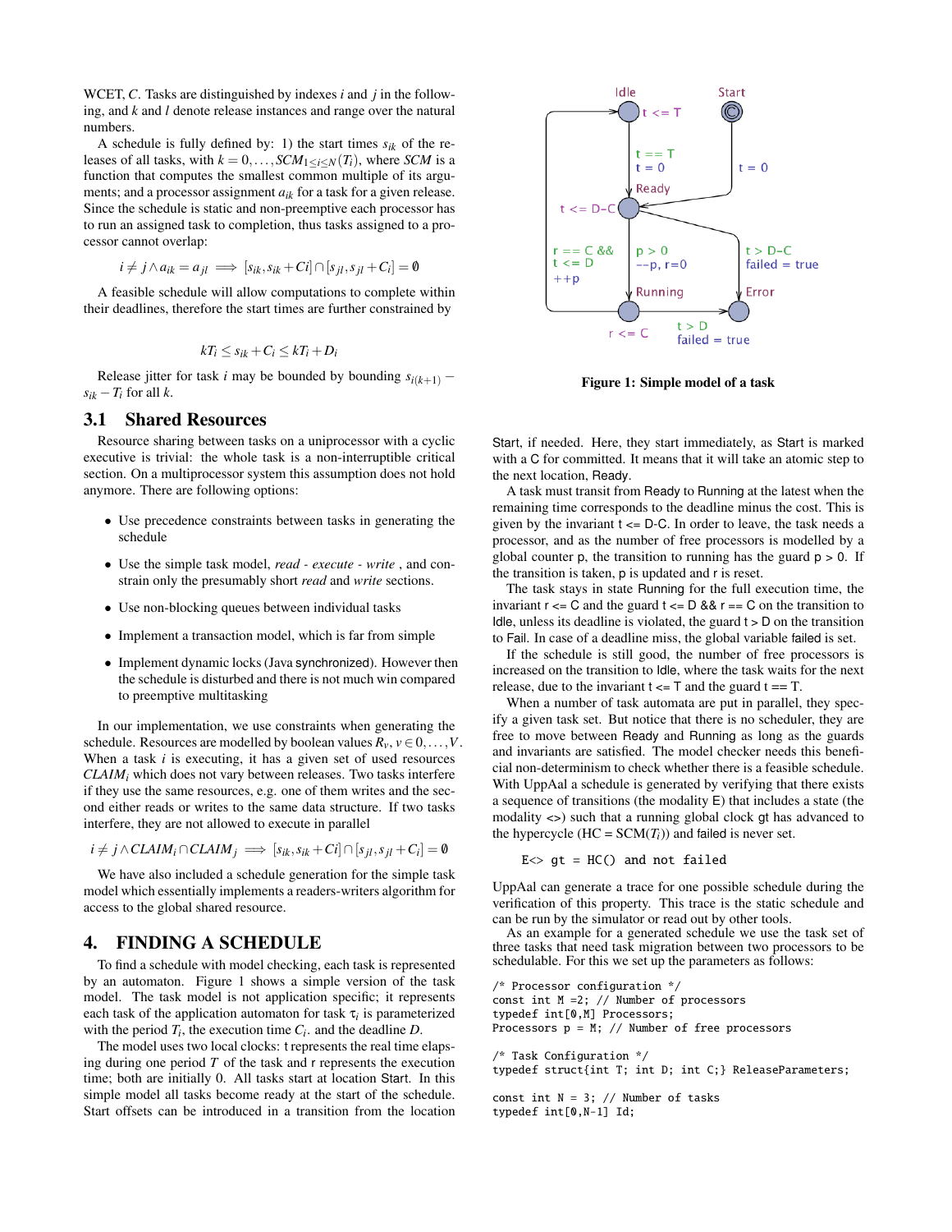WCET, $C$. Tasks are distinguished by indexes $i$ and $j$ in the following, and $k$ and $l$ denote release instances and range over the natural numbers.

A schedule is fully defined by: 1) the start times $s_{ik}$ of the releases of all tasks, with $k = 0, \ldots, SCM_{1 \leq i \leq N}(T_i)$, where $SCM$ is a function that computes the smallest common multiple of its arguments; and a processor assignment $a_{ik}$ for a task for a given release. Since the schedule is static and non-preemptive each processor has to run an assigned task to completion, thus tasks assigned to a processor cannot overlap:

$$i \neq j \wedge a_{ik} = a_{jl} \implies [s_{ik}, s_{ik} + Ci] \cap [s_{jl}, s_{jl} + Ci] = \emptyset$$

A feasible schedule will allow computations to complete within their deadlines, therefore the start times are further constrained by

$$kT_i \leq s_{ik} + C_i \leq kT_i + D_i$$

Release jitter for task $i$ may be bounded by bounding $s_{i(k+1)} - s_{ik} - T_i$ for all $k$.

## 3.1 Shared Resources

Resource sharing between tasks on a uniprocessor with a cyclic executive is trivial: the whole task is a non-interruptible critical section. On a multiprocessor system this assumption does not hold anymore. There are following options:

- Use precedence constraints between tasks in generating the schedule
- Use the simple task model, *read - execute - write* , and constrain only the presumably short *read* and *write* sections.
- Use non-blocking queues between individual tasks
- Implement a transaction model, which is far from simple
- Implement dynamic locks (Java synchronized). However then the schedule is disturbed and there is not much win compared to preemptive multitasking

In our implementation, we use constraints when generating the schedule. Resources are modelled by boolean values $R_v, v \in 0, \ldots, V$. When a task $i$ is executing, it has a given set of used resources $CLAIM_i$ which does not vary between releases. Two tasks interfere if they use the same resources, e.g. one of them writes and the second either reads or writes to the same data structure. If two tasks interfere, they are not allowed to execute in parallel

$$i \neq j \wedge CLAIM_i \cap CLAIM_j \implies [s_{ik}, s_{ik} + Ci] \cap [s_{jl}, s_{jl} + C_i] = \emptyset$$

We have also included a schedule generation for the simple task model which essentially implements a readers-writers algorithm for access to the global shared resource.

# 4. FINDING A SCHEDULE

To find a schedule with model checking, each task is represented by an automaton. Figure 1 shows a simple version of the task model. The task model is not application specific; it represents each task of the application automaton for task $\tau_i$ is parameterized with the period $T_i$, the execution time $C_i$. and the deadline $D$.

The model uses two local clocks: t represents the real time elapsing during one period $T$ of the task and r represents the execution time; both are initially 0. All tasks start at location Start. In this simple model all tasks become ready at the start of the schedule. Start offsets can be introduced in a transition from the location Start, if needed. Here, they start immediately, as Start is marked with a C for committed. It means that it will take an atomic step to the next location, Ready.

Idle
t <= T
Start
t == T
t = 0
t = 0
Ready
t <= D-C
r == C &&
t <= D
++p
p > 0
--p, r=0
t > D-C
failed = true
Running
Error
r <= C
t > D
failed = true

**Figure 1: Simple model of a task**

A task must transit from Ready to Running at the latest when the remaining time corresponds to the deadline minus the cost. This is given by the invariant t <= D-C. In order to leave, the task needs a processor, and as the number of free processors is modelled by a global counter p, the transition to running has the guard p > 0. If the transition is taken, p is updated and r is reset.

The task stays in state Running for the full execution time, the invariant r <= C and the guard t <= D && r == C on the transition to Idle, unless its deadline is violated, the guard t > D on the transition to Fail. In case of a deadline miss, the global variable failed is set.

If the schedule is still good, the number of free processors is increased on the transition to Idle, where the task waits for the next release, due to the invariant t <= T and the guard t == T.

When a number of task automata are put in parallel, they specify a given task set. But notice that there is no scheduler, they are free to move between Ready and Running as long as the guards and invariants are satisfied. The model checker needs this beneficial non-determinism to check whether there is a feasible schedule. With UppAal a schedule is generated by verifying that there exists a sequence of transitions (the modality E) that includes a state (the modality <>) such that a running global clock gt has advanced to the hypercycle (HC = SCM($T_i$)) and failed is never set.

```
E<> gt = HC() and not failed
```

UppAal can generate a trace for one possible schedule during the verification of this property. This trace is the static schedule and can be run by the simulator or read out by other tools.

As an example for a generated schedule we use the task set of three tasks that need task migration between two processors to be schedulable. For this we set up the parameters as follows:

```
/* Processor configuration */
const int M =2; // Number of processors
typedef int[0,M] Processors;
Processors p = M; // Number of free processors

/* Task Configuration */
typedef struct{int T; int D; int C;} ReleaseParameters;

const int N = 3; // Number of tasks
typedef int[0,N-1] Id;
```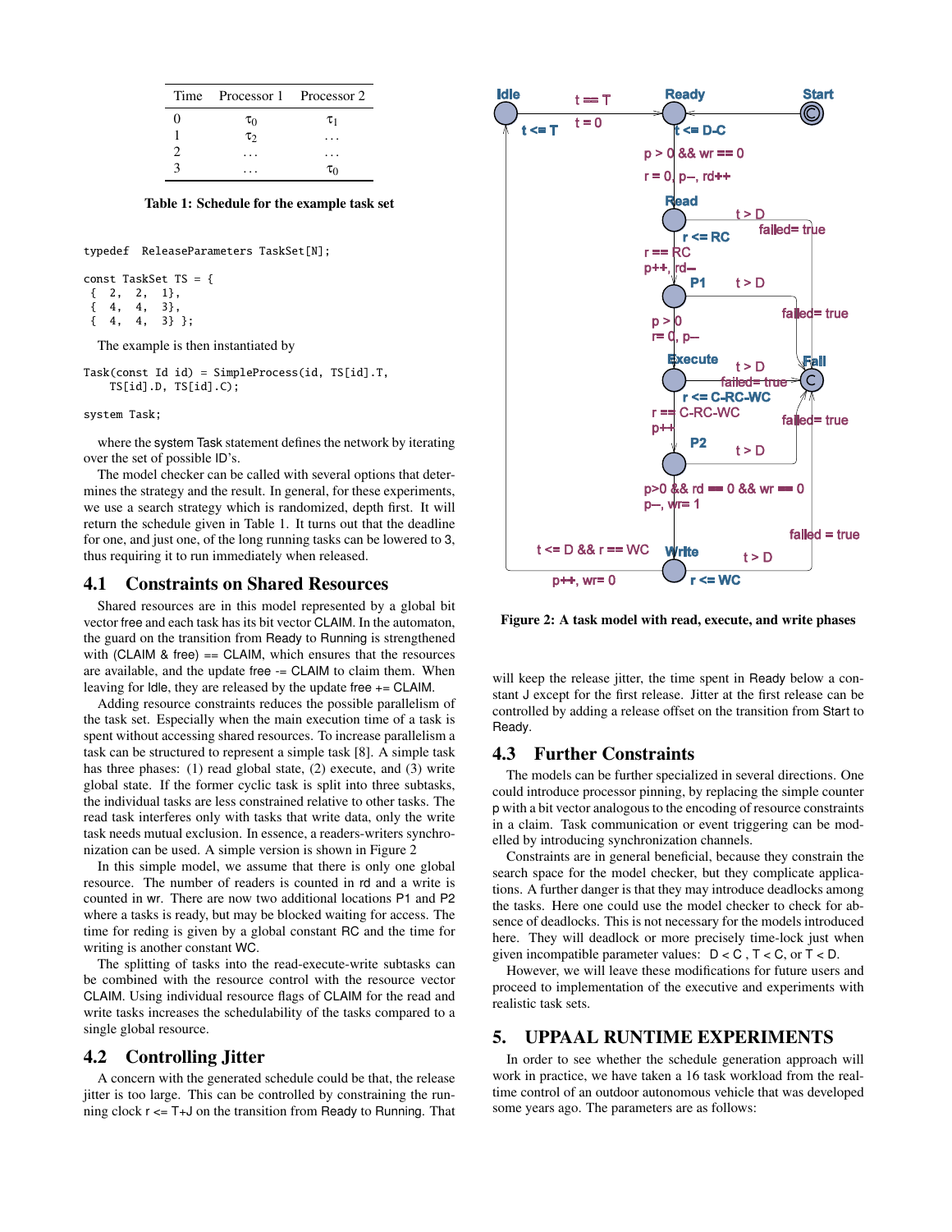| Time | Processor 1 | Processor 2 |
|---|---|---|
| 0 | $\tau_0$ | $\tau_1$ |
| 1 | $\tau_2$ | ... |
| 2 | ... | ... |
| 3 | ... | $\tau_0$ |

**Table 1: Schedule for the example task set**

```
typedef  ReleaseParameters TaskSet[N];

const TaskSet TS = {
 {  2,   2,   1},
 {  4,   4,   3},
 {  4,   4,   3} };
```

The example is then instantiated by

```
Task(const Id id) = SimpleProcess(id, TS[id].T,
    TS[id].D, TS[id].C);

system Task;
```

where the system Task statement defines the network by iterating over the set of possible ID's.

The model checker can be called with several options that determines the strategy and the result. In general, for these experiments, we use a search strategy which is randomized, depth first. It will return the schedule given in Table 1. It turns out that the deadline for one, and just one, of the long running tasks can be lowered to 3, thus requiring it to run immediately when released.

## 4.1 Constraints on Shared Resources

Shared resources are in this model represented by a global bit vector free and each task has its bit vector CLAIM. In the automaton, the guard on the transition from Ready to Running is strengthened with (CLAIM & free) == CLAIM, which ensures that the resources are available, and the update free -= CLAIM to claim them. When leaving for Idle, they are released by the update free += CLAIM.

Adding resource constraints reduces the possible parallelism of the task set. Especially when the main execution time of a task is spent without accessing shared resources. To increase parallelism a task can be structured to represent a simple task [8]. A simple task has three phases: (1) read global state, (2) execute, and (3) write global state. If the former cyclic task is split into three subtasks, the individual tasks are less constrained relative to other tasks. The read task interferes only with tasks that write data, only the write task needs mutual exclusion. In essence, a readers-writers synchronization can be used. A simple version is shown in Figure 2

In this simple model, we assume that there is only one global resource. The number of readers is counted in rd and a write is counted in wr. There are now two additional locations P1 and P2 where a tasks is ready, but may be blocked waiting for access. The time for reding is given by a global constant RC and the time for writing is another constant WC.

The splitting of tasks into the read-execute-write subtasks can be combined with the resource control with the resource vector CLAIM. Using individual resource flags of CLAIM for the read and write tasks increases the schedulability of the tasks compared to a single global resource.

## 4.2 Controlling Jitter

A concern with the generated schedule could be that, the release jitter is too large. This can be controlled by constraining the running clock r <= T+J on the transition from Ready to Running. That

Idle
t == T
t = 0
t <= T
Ready
Start
t <= D-C
p > 0 && wr == 0
r = 0, p--, rd++
Read
t > D
failed= true
r <= RC
r == RC
p++, rd--
P1
t > D
failed= true
p > 0
r= 0, p--
Execute
t > D
failed= true
Fail
r <= C-RC-WC
r == C-RC-WC
p++
failed= true
P2
t > D
p>0 && rd == 0 && wr == 0
p--, wr= 1
failed = true
t <= D && r == WC
Write
t > D
p++, wr= 0
r <= WC

**Figure 2: A task model with read, execute, and write phases**

will keep the release jitter, the time spent in Ready below a constant J except for the first release. Jitter at the first release can be controlled by adding a release offset on the transition from Start to Ready.

## 4.3 Further Constraints

The models can be further specialized in several directions. One could introduce processor pinning, by replacing the simple counter p with a bit vector analogous to the encoding of resource constraints in a claim. Task communication or event triggering can be modelled by introducing synchronization channels.

Constraints are in general beneficial, because they constrain the search space for the model checker, but they complicate applications. A further danger is that they may introduce deadlocks among the tasks. Here one could use the model checker to check for absence of deadlocks. This is not necessary for the models introduced here. They will deadlock or more precisely time-lock just when given incompatible parameter values: D < C , T < C, or T < D.

However, we will leave these modifications for future users and proceed to implementation of the executive and experiments with realistic task sets.

# 5. UPPAAL RUNTIME EXPERIMENTS

In order to see whether the schedule generation approach will work in practice, we have taken a 16 task workload from the real-time control of an outdoor autonomous vehicle that was developed some years ago. The parameters are as follows: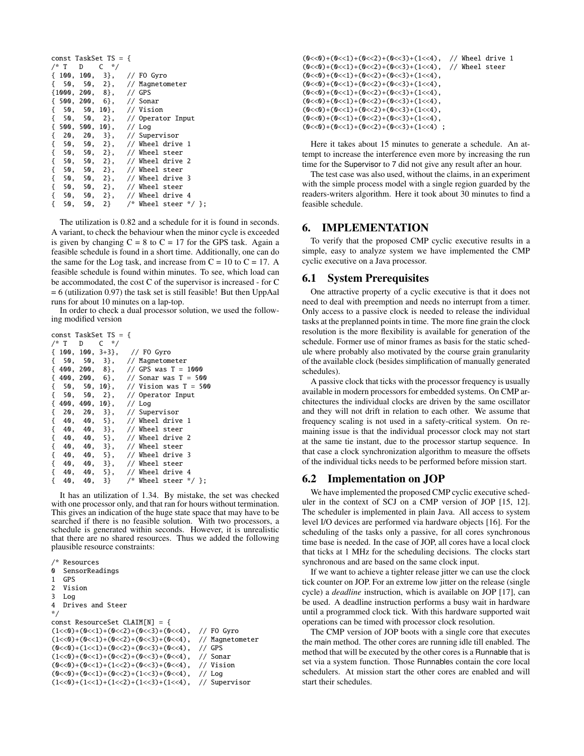```
const TaskSet TS = {
/* T   D    C  */
{ 100, 100,  3},   // FO Gyro
{  50,  50,  2},   // Magnetometer
{1000, 200,  8},   // GPS
{ 500, 200,  6},   // Sonar
{  50,  50, 10},   // Vision
{  50,  50,  2},   // Operator Input
{ 500, 500, 10},   // Log
{  20,  20,  3},   // Supervisor
{  50,  50,  2},   // Wheel drive 1
{  50,  50,  2},   // Wheel steer
{  50,  50,  2},   // Wheel drive 2
{  50,  50,  2},   // Wheel steer
{  50,  50,  2},   // Wheel drive 3
{  50,  50,  2},   // Wheel steer
{  50,  50,  2},   // Wheel drive 4
{  50,  50,  2}    /* Wheel steer */ };
```

The utilization is 0.82 and a schedule for it is found in seconds. A variant, to check the behaviour when the minor cycle is exceeded is given by changing C = 8 to C = 17 for the GPS task. Again a feasible schedule is found in a short time. Additionally, one can do the same for the Log task, and increase from C = 10 to C = 17. A feasible schedule is found within minutes. To see, which load can be accommodated, the cost C of the supervisor is increased - for C = 6 (utilization 0.97) the task set is still feasible! But then UppAal runs for about 10 minutes on a lap-top.

In order to check a dual processor solution, we used the following modified version

```
const TaskSet TS = {
/* T   D    C  */
{ 100, 100, 3+3},   // FO Gyro
{  50,  50,  3},   // Magnetometer
{ 400, 200,  8},   // GPS was T = 1000
{ 400, 200,  6},   // Sonar was T = 500
{  50,  50, 10},   // Vision was T = 500
{  50,  50,  2},   // Operator Input
{ 400, 400, 10},   // Log
{  20,  20,  3},   // Supervisor
{  40,  40,  5},   // Wheel drive 1
{  40,  40,  3},   // Wheel steer
{  40,  40,  5},   // Wheel drive 2
{  40,  40,  3},   // Wheel steer
{  40,  40,  5},   // Wheel drive 3
{  40,  40,  3},   // Wheel steer
{  40,  40,  5},   // Wheel drive 4
{  40,  40,  3}    /* Wheel steer */ };
```

It has an utilization of 1.34. By mistake, the set was checked with one processor only, and that ran for hours without termination. This gives an indication of the huge state space that may have to be searched if there is no feasible solution. With two processors, a schedule is generated within seconds. However, it is unrealistic that there are no shared resources. Thus we added the following plausible resource constraints:

```
/* Resources
0  SensorReadings
1  GPS
2  Vision
3  Log
4  Drives and Steer
*/
const ResourceSet CLAIM[N] = {
(1<<0)+(0<<1)+(0<<2)+(0<<3)+(0<<4),  // FO Gyro
(1<<0)+(0<<1)+(0<<2)+(0<<3)+(0<<4),  // Magnetometer
(0<<0)+(1<<1)+(0<<2)+(0<<3)+(0<<4),  // GPS
(1<<0)+(0<<1)+(0<<2)+(0<<3)+(0<<4),  // Sonar
(0<<0)+(0<<1)+(1<<2)+(0<<3)+(0<<4),  // Vision
(0<<0)+(0<<1)+(0<<2)+(1<<3)+(0<<4),  // Log
(1<<0)+(1<<1)+(1<<2)+(1<<3)+(1<<4),  // Supervisor
(0<<0)+(0<<1)+(0<<2)+(0<<3)+(1<<4),  // Wheel drive 1
(0<<0)+(0<<1)+(0<<2)+(0<<3)+(1<<4),  // Wheel steer
(0<<0)+(0<<1)+(0<<2)+(0<<3)+(1<<4),
(0<<0)+(0<<1)+(0<<2)+(0<<3)+(1<<4),
(0<<0)+(0<<1)+(0<<2)+(0<<3)+(1<<4),
(0<<0)+(0<<1)+(0<<2)+(0<<3)+(1<<4),
(0<<0)+(0<<1)+(0<<2)+(0<<3)+(1<<4),
(0<<0)+(0<<1)+(0<<2)+(0<<3)+(1<<4),
(0<<0)+(0<<1)+(0<<2)+(0<<3)+(1<<4) ;
```

Here it takes about 15 minutes to generate a schedule. An attempt to increase the interference even more by increasing the run time for the Supervisor to 7 did not give any result after an hour.

The test case was also used, without the claims, in an experiment with the simple process model with a single region guarded by the readers-writers algorithm. Here it took about 30 minutes to find a feasible schedule.

# 6. IMPLEMENTATION

To verify that the proposed CMP cyclic executive results in a simple, easy to analyze system we have implemented the CMP cyclic executive on a Java processor.

## 6.1 System Prerequisites

One attractive property of a cyclic executive is that it does not need to deal with preemption and needs no interrupt from a timer. Only access to a passive clock is needed to release the individual tasks at the preplanned points in time. The more fine grain the clock resolution is the more flexibility is available for generation of the schedule. Former use of minor frames as basis for the static schedule where probably also motivated by the course grain granularity of the available clock (besides simplification of manually generated schedules).

A passive clock that ticks with the processor frequency is usually available in modern processors for embedded systems. On CMP architectures the individual clocks are driven by the same oscillator and they will not drift in relation to each other. We assume that frequency scaling is not used in a safety-critical system. On remaining issue is that the individual processor clock may not start at the same tie instant, due to the processor startup sequence. In that case a clock synchronization algorithm to measure the offsets of the individual ticks needs to be performed before mission start.

## 6.2 Implementation on JOP

We have implemented the proposed CMP cyclic executive scheduler in the context of SCJ on a CMP version of JOP [15, 12]. The scheduler is implemented in plain Java. All access to system level I/O devices are performed via hardware objects [16]. For the scheduling of the tasks only a passive, for all cores synchronous time base is needed. In the case of JOP, all cores have a local clock that ticks at 1 MHz for the scheduling decisions. The clocks start synchronous and are based on the same clock input.

If we want to achieve a tighter release jitter we can use the clock tick counter on JOP. For an extreme low jitter on the release (single cycle) a *deadline* instruction, which is available on JOP [17], can be used. A deadline instruction performs a busy wait in hardware until a programmed clock tick. With this hardware supported wait operations can be timed with processor clock resolution.

The CMP version of JOP boots with a single core that executes the main method. The other cores are running idle till enabled. The method that will be executed by the other cores is a Runnable that is set via a system function. Those Runnables contain the core local schedulers. At mission start the other cores are enabled and will start their schedules.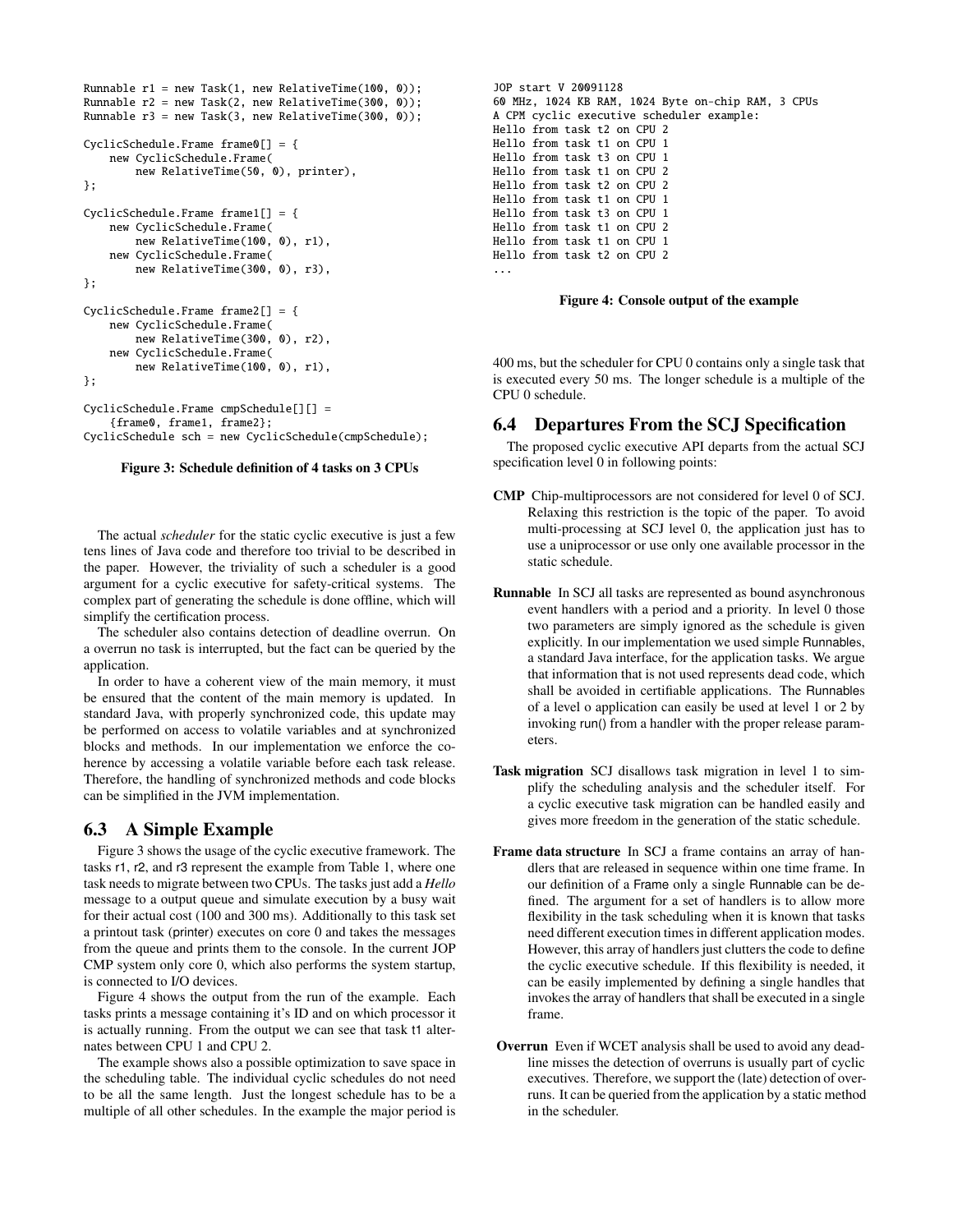```java
Runnable r1 = new Task(1, new RelativeTime(100, 0));
Runnable r2 = new Task(2, new RelativeTime(300, 0));
Runnable r3 = new Task(3, new RelativeTime(300, 0));

CyclicSchedule.Frame frame0[] = {
    new CyclicSchedule.Frame(
        new RelativeTime(50, 0), printer),
};

CyclicSchedule.Frame frame1[] = {
    new CyclicSchedule.Frame(
        new RelativeTime(100, 0), r1),
    new CyclicSchedule.Frame(
        new RelativeTime(300, 0), r3),
};

CyclicSchedule.Frame frame2[] = {
    new CyclicSchedule.Frame(
        new RelativeTime(300, 0), r2),
    new CyclicSchedule.Frame(
        new RelativeTime(100, 0), r1),
};

CyclicSchedule.Frame cmpSchedule[][] =
    {frame0, frame1, frame2};
CyclicSchedule sch = new CyclicSchedule(cmpSchedule);
```

**Figure 3: Schedule definition of 4 tasks on 3 CPUs**

The actual *scheduler* for the static cyclic executive is just a few tens lines of Java code and therefore too trivial to be described in the paper. However, the triviality of such a scheduler is a good argument for a cyclic executive for safety-critical systems. The complex part of generating the schedule is done offline, which will simplify the certification process.

The scheduler also contains detection of deadline overrun. On a overrun no task is interrupted, but the fact can be queried by the application.

In order to have a coherent view of the main memory, it must be ensured that the content of the main memory is updated. In standard Java, with properly synchronized code, this update may be performed on access to volatile variables and at synchronized blocks and methods. In our implementation we enforce the coherence by accessing a volatile variable before each task release. Therefore, the handling of synchronized methods and code blocks can be simplified in the JVM implementation.

## 6.3 A Simple Example

Figure 3 shows the usage of the cyclic executive framework. The tasks r1, r2, and r3 represent the example from Table 1, where one task needs to migrate between two CPUs. The tasks just add a *Hello* message to a output queue and simulate execution by a busy wait for their actual cost (100 and 300 ms). Additionally to this task set a printout task (printer) executes on core 0 and takes the messages from the queue and prints them to the console. In the current JOP CMP system only core 0, which also performs the system startup, is connected to I/O devices.

Figure 4 shows the output from the run of the example. Each tasks prints a message containing it's ID and on which processor it is actually running. From the output we can see that task t1 alternates between CPU 1 and CPU 2.

The example shows also a possible optimization to save space in the scheduling table. The individual cyclic schedules do not need to be all the same length. Just the longest schedule has to be a multiple of all other schedules. In the example the major period is

```
JOP start V 20091128
60 MHz, 1024 KB RAM, 1024 Byte on-chip RAM, 3 CPUs
A CPM cyclic executive scheduler example:
Hello from task t2 on CPU 2
Hello from task t1 on CPU 1
Hello from task t3 on CPU 1
Hello from task t1 on CPU 2
Hello from task t2 on CPU 2
Hello from task t1 on CPU 1
Hello from task t3 on CPU 1
Hello from task t1 on CPU 2
Hello from task t1 on CPU 1
Hello from task t2 on CPU 2
...
```

**Figure 4: Console output of the example**

400 ms, but the scheduler for CPU 0 contains only a single task that is executed every 50 ms. The longer schedule is a multiple of the CPU 0 schedule.

## 6.4 Departures From the SCJ Specification

The proposed cyclic executive API departs from the actual SCJ specification level 0 in following points:

**CMP** Chip-multiprocessors are not considered for level 0 of SCJ. Relaxing this restriction is the topic of the paper. To avoid multi-processing at SCJ level 0, the application just has to use a uniprocessor or use only one available processor in the static schedule.

**Runnable** In SCJ all tasks are represented as bound asynchronous event handlers with a period and a priority. In level 0 those two parameters are simply ignored as the schedule is given explicitly. In our implementation we used simple Runnables, a standard Java interface, for the application tasks. We argue that information that is not used represents dead code, which shall be avoided in certifiable applications. The Runnables of a level o application can easily be used at level 1 or 2 by invoking run() from a handler with the proper release parameters.

**Task migration** SCJ disallows task migration in level 1 to simplify the scheduling analysis and the scheduler itself. For a cyclic executive task migration can be handled easily and gives more freedom in the generation of the static schedule.

**Frame data structure** In SCJ a frame contains an array of handlers that are released in sequence within one time frame. In our definition of a Frame only a single Runnable can be defined. The argument for a set of handlers is to allow more flexibility in the task scheduling when it is known that tasks need different execution times in different application modes. However, this array of handlers just clutters the code to define the cyclic executive schedule. If this flexibility is needed, it can be easily implemented by defining a single handles that invokes the array of handlers that shall be executed in a single frame.

**Overrun** Even if WCET analysis shall be used to avoid any deadline misses the detection of overruns is usually part of cyclic executives. Therefore, we support the (late) detection of overruns. It can be queried from the application by a static method in the scheduler.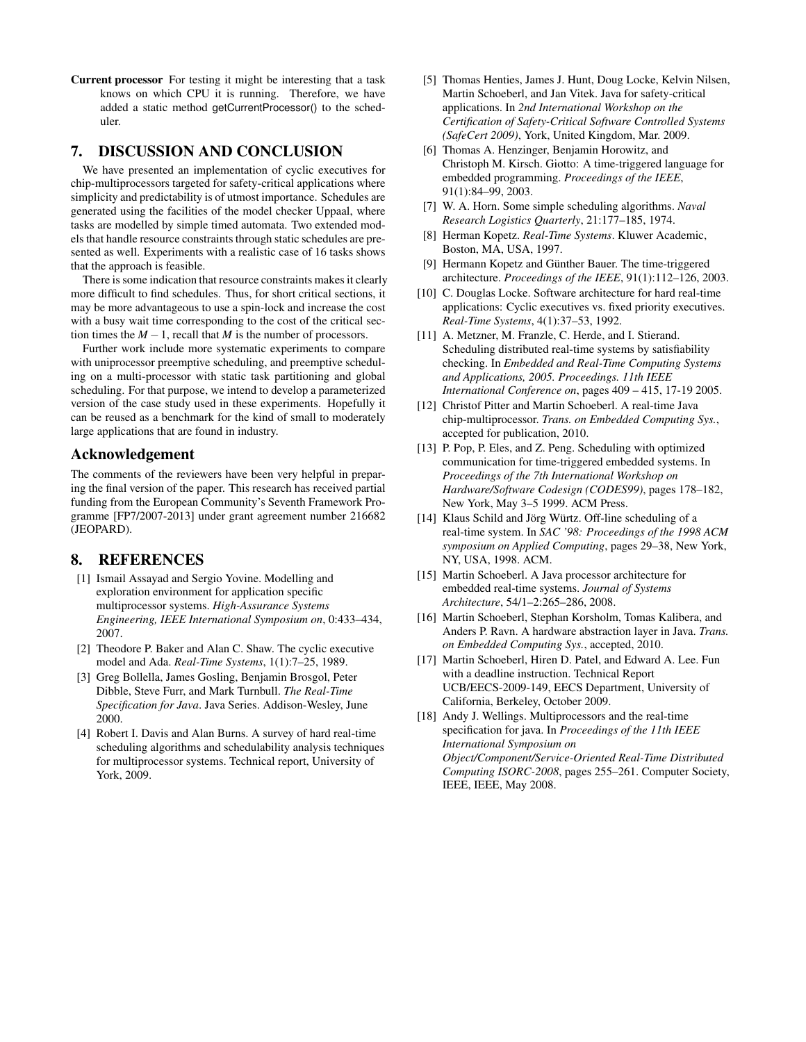**Current processor** For testing it might be interesting that a task knows on which CPU it is running. Therefore, we have added a static method getCurrentProcessor() to the scheduler.

## 7. DISCUSSION AND CONCLUSION

We have presented an implementation of cyclic executives for chip-multiprocessors targeted for safety-critical applications where simplicity and predictability is of utmost importance. Schedules are generated using the facilities of the model checker Uppaal, where tasks are modelled by simple timed automata. Two extended models that handle resource constraints through static schedules are presented as well. Experiments with a realistic case of 16 tasks shows that the approach is feasible.

There is some indication that resource constraints makes it clearly more difficult to find schedules. Thus, for short critical sections, it may be more advantageous to use a spin-lock and increase the cost with a busy wait time corresponding to the cost of the critical section times the $M-1$, recall that $M$ is the number of processors.

Further work include more systematic experiments to compare with uniprocessor preemptive scheduling, and preemptive scheduling on a multi-processor with static task partitioning and global scheduling. For that purpose, we intend to develop a parameterized version of the case study used in these experiments. Hopefully it can be reused as a benchmark for the kind of small to moderately large applications that are found in industry.

## Acknowledgement

The comments of the reviewers have been very helpful in preparing the final version of the paper. This research has received partial funding from the European Community's Seventh Framework Programme [FP7/2007-2013] under grant agreement number 216682 (JEOPARD).

## 8. REFERENCES

[1] Ismail Assayad and Sergio Yovine. Modelling and exploration environment for application specific multiprocessor systems. *High-Assurance Systems Engineering, IEEE International Symposium on*, 0:433–434, 2007.

[2] Theodore P. Baker and Alan C. Shaw. The cyclic executive model and Ada. *Real-Time Systems*, 1(1):7–25, 1989.

[3] Greg Bollella, James Gosling, Benjamin Brosgol, Peter Dibble, Steve Furr, and Mark Turnbull. *The Real-Time Specification for Java*. Java Series. Addison-Wesley, June 2000.

[4] Robert I. Davis and Alan Burns. A survey of hard real-time scheduling algorithms and schedulability analysis techniques for multiprocessor systems. Technical report, University of York, 2009.

[5] Thomas Henties, James J. Hunt, Doug Locke, Kelvin Nilsen, Martin Schoeberl, and Jan Vitek. Java for safety-critical applications. In *2nd International Workshop on the Certification of Safety-Critical Software Controlled Systems (SafeCert 2009)*, York, United Kingdom, Mar. 2009.

[6] Thomas A. Henzinger, Benjamin Horowitz, and Christoph M. Kirsch. Giotto: A time-triggered language for embedded programming. *Proceedings of the IEEE*, 91(1):84–99, 2003.

[7] W. A. Horn. Some simple scheduling algorithms. *Naval Research Logistics Quarterly*, 21:177–185, 1974.

[8] Herman Kopetz. *Real-Time Systems*. Kluwer Academic, Boston, MA, USA, 1997.

[9] Hermann Kopetz and Günther Bauer. The time-triggered architecture. *Proceedings of the IEEE*, 91(1):112–126, 2003.

[10] C. Douglas Locke. Software architecture for hard real-time applications: Cyclic executives vs. fixed priority executives. *Real-Time Systems*, 4(1):37–53, 1992.

[11] A. Metzner, M. Franzle, C. Herde, and I. Stierand. Scheduling distributed real-time systems by satisfiability checking. In *Embedded and Real-Time Computing Systems and Applications, 2005. Proceedings. 11th IEEE International Conference on*, pages 409 – 415, 17-19 2005.

[12] Christof Pitter and Martin Schoeberl. A real-time Java chip-multiprocessor. *Trans. on Embedded Computing Sys.*, accepted for publication, 2010.

[13] P. Pop, P. Eles, and Z. Peng. Scheduling with optimized communication for time-triggered embedded systems. In *Proceedings of the 7th International Workshop on Hardware/Software Codesign (CODES99)*, pages 178–182, New York, May 3–5 1999. ACM Press.

[14] Klaus Schild and Jörg Würtz. Off-line scheduling of a real-time system. In *SAC '98: Proceedings of the 1998 ACM symposium on Applied Computing*, pages 29–38, New York, NY, USA, 1998. ACM.

[15] Martin Schoeberl. A Java processor architecture for embedded real-time systems. *Journal of Systems Architecture*, 54/1–2:265–286, 2008.

[16] Martin Schoeberl, Stephan Korsholm, Tomas Kalibera, and Anders P. Ravn. A hardware abstraction layer in Java. *Trans. on Embedded Computing Sys.*, accepted, 2010.

[17] Martin Schoeberl, Hiren D. Patel, and Edward A. Lee. Fun with a deadline instruction. Technical Report UCB/EECS-2009-149, EECS Department, University of California, Berkeley, October 2009.

[18] Andy J. Wellings. Multiprocessors and the real-time specification for java. In *Proceedings of the 11th IEEE International Symposium on Object/Component/Service-Oriented Real-Time Distributed Computing ISORC-2008*, pages 255–261. Computer Society, IEEE, IEEE, May 2008.